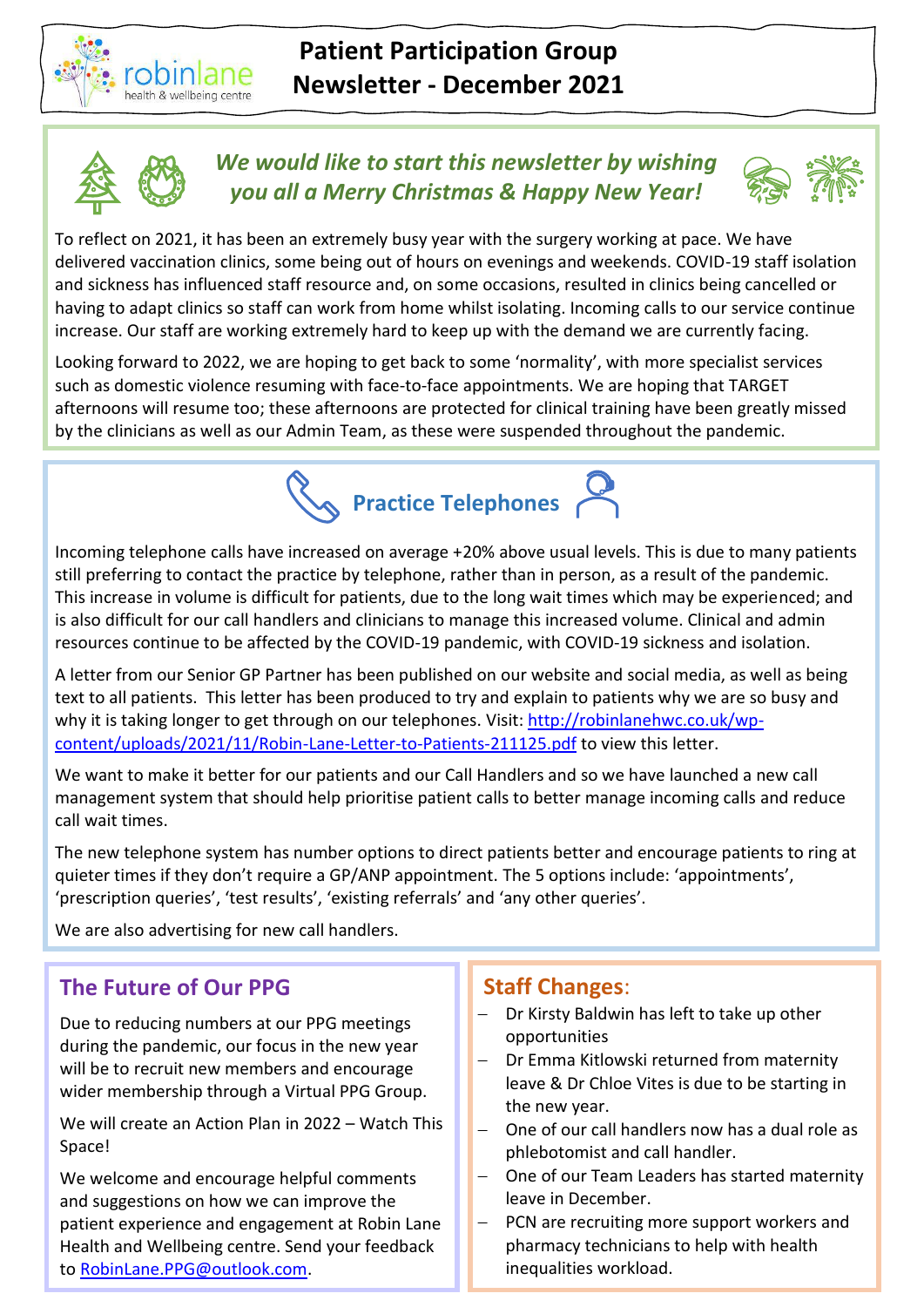# Patient Participation Group Newsletter - December 2021

robinlane health & wellbeing centre

***We would like to start this newsletter by wishing you all a Merry Christmas & Happy New Year!***

To reflect on 2021, it has been an extremely busy year with the surgery working at pace. We have delivered vaccination clinics, some being out of hours on evenings and weekends. COVID-19 staff isolation and sickness has influenced staff resource and, on some occasions, resulted in clinics being cancelled or having to adapt clinics so staff can work from home whilst isolating. Incoming calls to our service continue increase. Our staff are working extremely hard to keep up with the demand we are currently facing.

Looking forward to 2022, we are hoping to get back to some 'normality', with more specialist services such as domestic violence resuming with face-to-face appointments. We are hoping that TARGET afternoons will resume too; these afternoons are protected for clinical training have been greatly missed by the clinicians as well as our Admin Team, as these were suspended throughout the pandemic.

## Practice Telephones

Incoming telephone calls have increased on average +20% above usual levels. This is due to many patients still preferring to contact the practice by telephone, rather than in person, as a result of the pandemic. This increase in volume is difficult for patients, due to the long wait times which may be experienced; and is also difficult for our call handlers and clinicians to manage this increased volume. Clinical and admin resources continue to be affected by the COVID-19 pandemic, with COVID-19 sickness and isolation.

A letter from our Senior GP Partner has been published on our website and social media, as well as being text to all patients. This letter has been produced to try and explain to patients why we are so busy and why it is taking longer to get through on our telephones. Visit: [http://robinlanehwc.co.uk/wp-content/uploads/2021/11/Robin-Lane-Letter-to-Patients-211125.pdf](http://robinlanehwc.co.uk/wp-content/uploads/2021/11/Robin-Lane-Letter-to-Patients-211125.pdf) to view this letter.

We want to make it better for our patients and our Call Handlers and so we have launched a new call management system that should help prioritise patient calls to better manage incoming calls and reduce call wait times.

The new telephone system has number options to direct patients better and encourage patients to ring at quieter times if they don't require a GP/ANP appointment. The 5 options include: 'appointments', 'prescription queries', 'test results', 'existing referrals' and 'any other queries'.

We are also advertising for new call handlers.

## The Future of Our PPG

Due to reducing numbers at our PPG meetings during the pandemic, our focus in the new year will be to recruit new members and encourage wider membership through a Virtual PPG Group.

We will create an Action Plan in 2022 – Watch This Space!

We welcome and encourage helpful comments and suggestions on how we can improve the patient experience and engagement at Robin Lane Health and Wellbeing centre. Send your feedback to [RobinLane.PPG@outlook.com](mailto:RobinLane.PPG@outlook.com).

## Staff Changes:

- Dr Kirsty Baldwin has left to take up other opportunities
- Dr Emma Kitlowski returned from maternity leave & Dr Chloe Vites is due to be starting in the new year.
- One of our call handlers now has a dual role as phlebotomist and call handler.
- One of our Team Leaders has started maternity leave in December.
- PCN are recruiting more support workers and pharmacy technicians to help with health inequalities workload.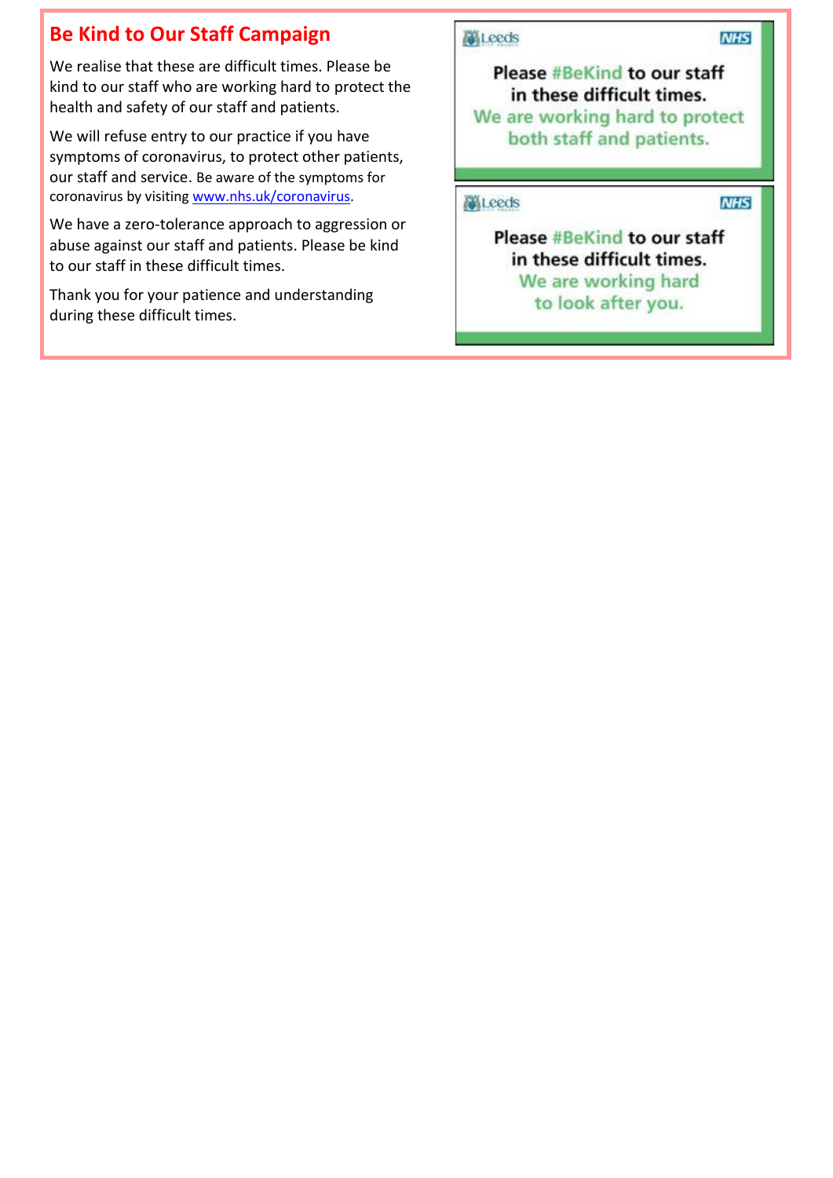## Be Kind to Our Staff Campaign

We realise that these are difficult times. Please be kind to our staff who are working hard to protect the health and safety of our staff and patients.

We will refuse entry to our practice if you have symptoms of coronavirus, to protect other patients, our staff and service. Be aware of the symptoms for coronavirus by visiting [www.nhs.uk/coronavirus](http://www.nhs.uk/coronavirus).

We have a zero-tolerance approach to aggression or abuse against our staff and patients. Please be kind to our staff in these difficult times.

Thank you for your patience and understanding during these difficult times.

Leeds NHS

**Please #BeKind to our staff in these difficult times.**
We are working hard to protect both staff and patients.

Leeds NHS

**Please #BeKind to our staff in these difficult times.**
We are working hard to look after you.